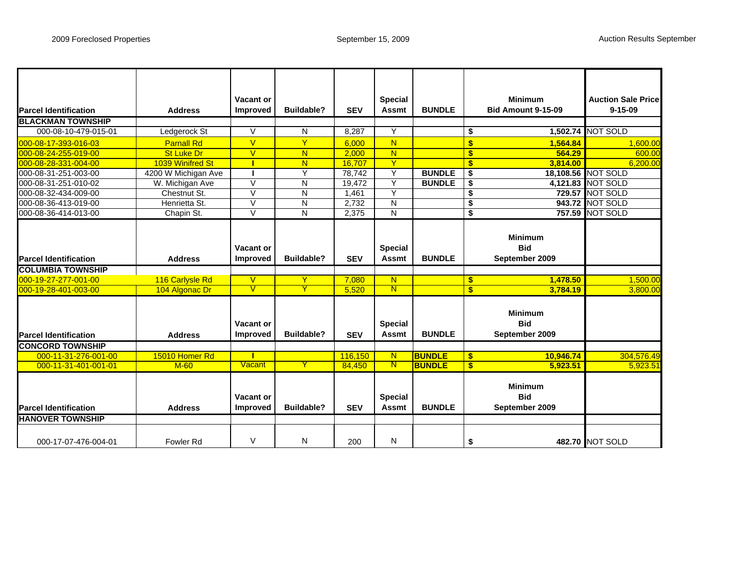2009 Foreclosed Properties — September 15, 2009 — Auction Results September

| Parcel Identification | Address | Vacant or Improved | Buildable? | SEV | Special Assmt | BUNDLE | Minimum Bid Amount 9-15-09 | Auction Sale Price 9-15-09 |
|---|---|---|---|---|---|---|---|---|
| **BLACKMAN TOWNSHIP** | | | | | | | | |
| 000-08-10-479-015-01 | Ledgerock St | V | N | 8,287 | Y | | $ 1,502.74 | NOT SOLD |
| 000-08-17-393-016-03 | Parnall Rd | V | Y | 6,000 | N | | $ 1,564.84 | 1,600.00 |
| 000-08-24-255-019-00 | St Luke Dr | V | N | 2,000 | N | | $ 564.29 | 600.00 |
| 000-08-28-331-004-00 | 1039 Winifred St | I | N | 16,707 | Y | | $ 3,814.00 | 6,200.00 |
| 000-08-31-251-003-00 | 4200 W Michigan Ave | I | Y | 78,742 | Y | BUNDLE | $ 18,108.56 | NOT SOLD |
| 000-08-31-251-010-02 | W. Michigan Ave | V | N | 19,472 | Y | BUNDLE | $ 4,121.83 | NOT SOLD |
| 000-08-32-434-009-00 | Chestnut St. | V | N | 1,461 | Y | | $ 729.57 | NOT SOLD |
| 000-08-36-413-019-00 | Henrietta St. | V | N | 2,732 | N | | $ 943.72 | NOT SOLD |
| 000-08-36-414-013-00 | Chapin St. | V | N | 2,375 | N | | $ 757.59 | NOT SOLD |
| **Parcel Identification** | **Address** | **Vacant or Improved** | **Buildable?** | **SEV** | **Special Assmt** | **BUNDLE** | **Minimum Bid September 2009** | |
| **COLUMBIA TOWNSHIP** | | | | | | | | |
| 000-19-27-277-001-00 | 116 Carlysle Rd | V | Y | 7,080 | N | | $ 1,478.50 | 1,500.00 |
| 000-19-28-401-003-00 | 104 Algonac Dr | V | Y | 5,520 | N | | $ 3,784.19 | 3,800.00 |
| **Parcel Identification** | **Address** | **Vacant or Improved** | **Buildable?** | **SEV** | **Special Assmt** | **BUNDLE** | **Minimum Bid September 2009** | |
| **CONCORD TOWNSHIP** | | | | | | | | |
| 000-11-31-276-001-00 | 15010 Homer Rd | I | | 116,150 | N | BUNDLE | $ 10,946.74 | 304,576.49 |
| 000-11-31-401-001-01 | M-60 | Vacant | Y | 84,450 | N | BUNDLE | $ 5,923.51 | 5,923.51 |
| **Parcel Identification** | **Address** | **Vacant or Improved** | **Buildable?** | **SEV** | **Special Assmt** | **BUNDLE** | **Minimum Bid September 2009** | |
| **HANOVER TOWNSHIP** | | | | | | | | |
| 000-17-07-476-004-01 | Fowler Rd | V | N | 200 | N | | $ 482.70 | NOT SOLD |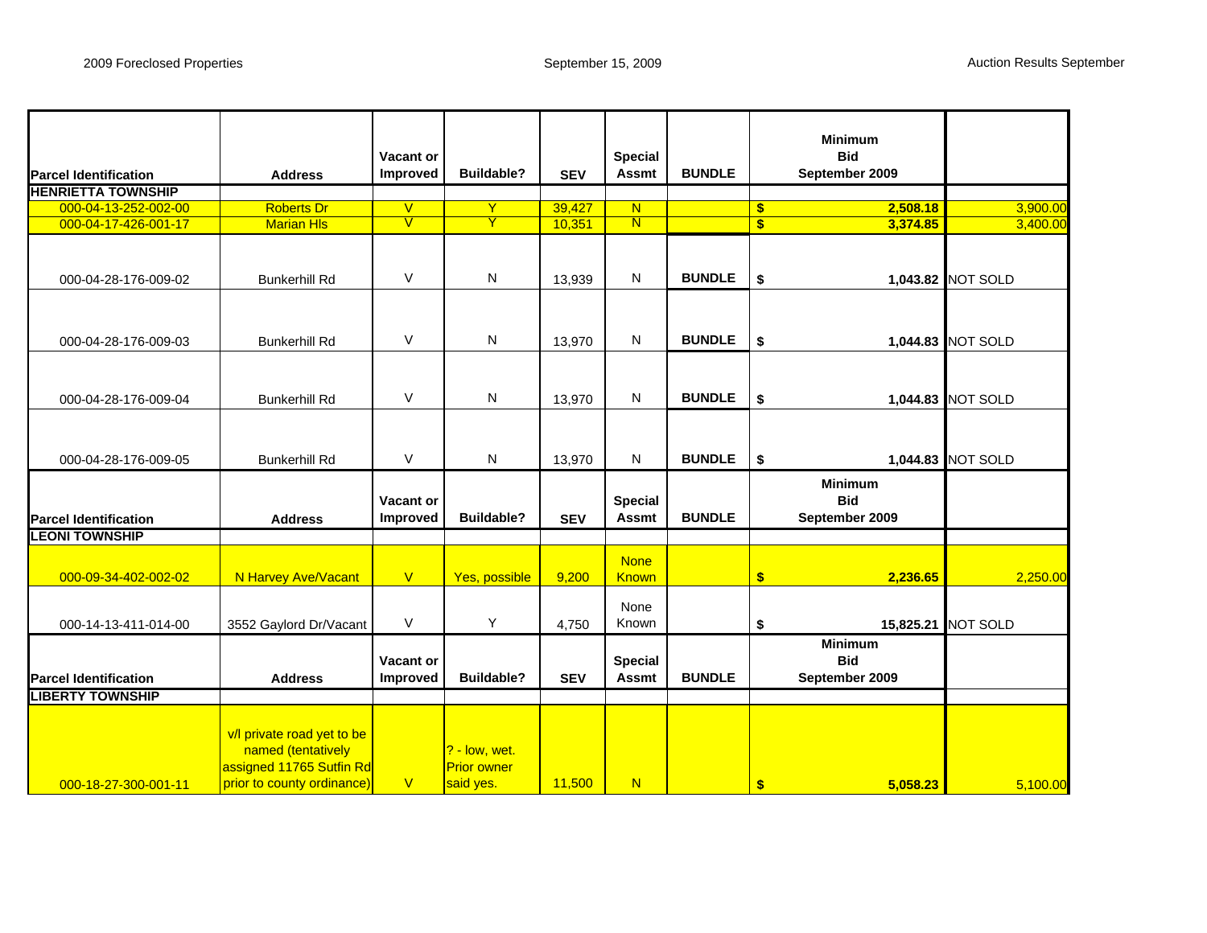| Parcel Identification | Address | Vacant or Improved | Buildable? | SEV | Special Assmt | BUNDLE | Minimum Bid September 2009 | |
|---|---|---|---|---|---|---|---|---|
| **HENRIETTA TOWNSHIP** | | | | | | | | |
| 000-04-13-252-002-00 | Roberts Dr | V | Y | 39,427 | N | | $ 2,508.18 | 3,900.00 |
| 000-04-17-426-001-17 | Marian Hls | V | Y | 10,351 | N | | $ 3,374.85 | 3,400.00 |
| 000-04-28-176-009-02 | Bunkerhill Rd | V | N | 13,939 | N | BUNDLE | $ 1,043.82 | NOT SOLD |
| 000-04-28-176-009-03 | Bunkerhill Rd | V | N | 13,970 | N | BUNDLE | $ 1,044.83 | NOT SOLD |
| 000-04-28-176-009-04 | Bunkerhill Rd | V | N | 13,970 | N | BUNDLE | $ 1,044.83 | NOT SOLD |
| 000-04-28-176-009-05 | Bunkerhill Rd | V | N | 13,970 | N | BUNDLE | $ 1,044.83 | NOT SOLD |
| **Parcel Identification** | **Address** | **Vacant or Improved** | **Buildable?** | **SEV** | **Special Assmt** | **BUNDLE** | **Minimum Bid September 2009** | |
| **LEONI TOWNSHIP** | | | | | | | | |
| 000-09-34-402-002-02 | N Harvey Ave/Vacant | V | Yes, possible | 9,200 | None Known | | $ 2,236.65 | 2,250.00 |
| 000-14-13-411-014-00 | 3552 Gaylord Dr/Vacant | V | Y | 4,750 | None Known | | $ 15,825.21 | NOT SOLD |
| **Parcel Identification** | **Address** | **Vacant or Improved** | **Buildable?** | **SEV** | **Special Assmt** | **BUNDLE** | **Minimum Bid September 2009** | |
| **LIBERTY TOWNSHIP** | | | | | | | | |
| 000-18-27-300-001-11 | v/l private road yet to be named (tentatively assigned 11765 Sutfin Rd prior to county ordinance) | V | ? - low, wet. Prior owner said yes. | 11,500 | N | | $ 5,058.23 | 5,100.00 |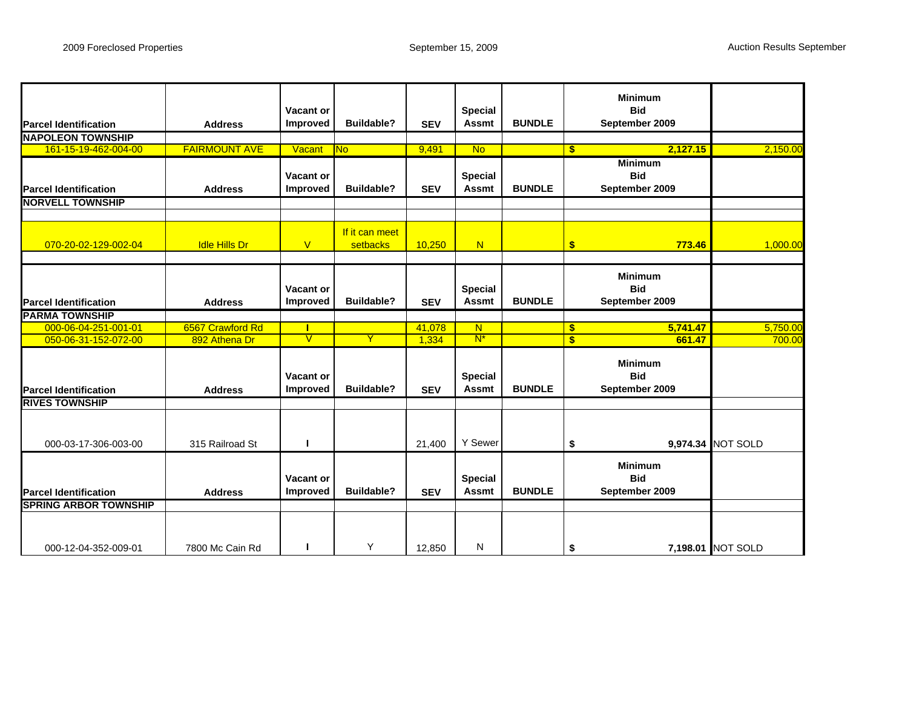2009 Foreclosed Properties — September 15, 2009 — Auction Results September

| Parcel Identification | Address | Vacant or Improved | Buildable? | SEV | Special Assmt | BUNDLE | Minimum Bid September 2009 | |
|---|---|---|---|---|---|---|---|---|
| **NAPOLEON TOWNSHIP** | | | | | | | | |
| 161-15-19-462-004-00 | FAIRMOUNT AVE | Vacant | No | 9,491 | No | | **$ 2,127.15** | 2,150.00 |
| **NORVELL TOWNSHIP** | | | | | | | | |
| 070-20-02-129-002-04 | Idle Hills Dr | V | If it can meet setbacks | 10,250 | N | | **$ 773.46** | 1,000.00 |
| **PARMA TOWNSHIP** | | | | | | | | |
| 000-06-04-251-001-01 | 6567 Crawford Rd | I | | 41,078 | N | | **$ 5,741.47** | 5,750.00 |
| 050-06-31-152-072-00 | 892 Athena Dr | V | Y | 1,334 | N* | | **$ 661.47** | 700.00 |
| **RIVES TOWNSHIP** | | | | | | | | |
| 000-03-17-306-003-00 | 315 Railroad St | I | | 21,400 | Y Sewer | | **$ 9,974.34** | NOT SOLD |
| **SPRING ARBOR TOWNSHIP** | | | | | | | | |
| 000-12-04-352-009-01 | 7800 Mc Cain Rd | I | Y | 12,850 | N | | **$ 7,198.01** | NOT SOLD |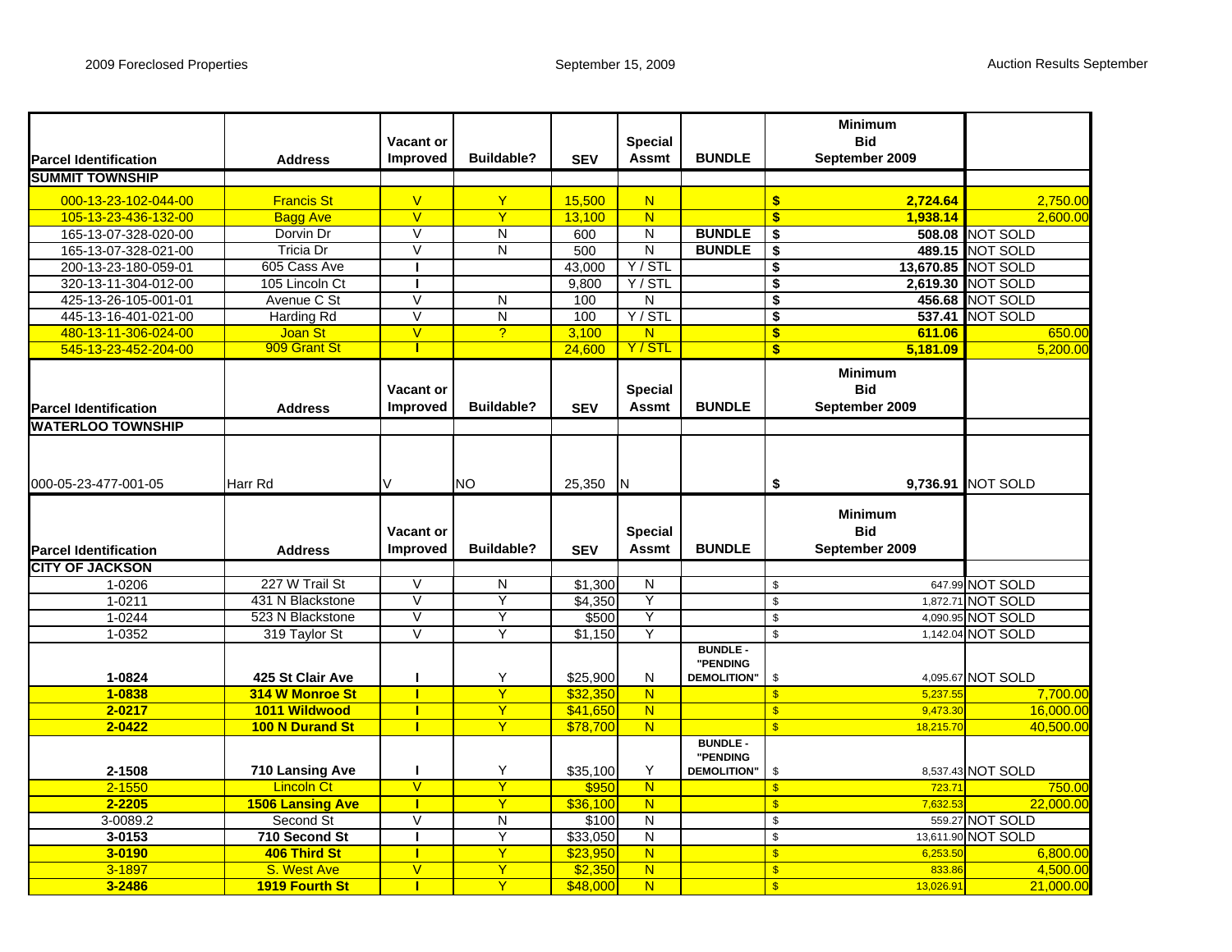2009 Foreclosed Properties — September 15, 2009 — Auction Results September

| Parcel Identification | Address | Vacant or Improved | Buildable? | SEV | Special Assmt | BUNDLE | Minimum Bid September 2009 | |
|---|---|---|---|---|---|---|---|---|
| **SUMMIT TOWNSHIP** | | | | | | | | |
| 000-13-23-102-044-00 | Francis St | V | Y | 15,500 | N | | $ 2,724.64 | 2,750.00 |
| 105-13-23-436-132-00 | Bagg Ave | V | Y | 13,100 | N | | $ 1,938.14 | 2,600.00 |
| 165-13-07-328-020-00 | Dorvin Dr | V | N | 600 | N | BUNDLE | $ 508.08 | NOT SOLD |
| 165-13-07-328-021-00 | Tricia Dr | V | N | 500 | N | BUNDLE | $ 489.15 | NOT SOLD |
| 200-13-23-180-059-01 | 605 Cass Ave | I | | 43,000 | Y / STL | | $ 13,670.85 | NOT SOLD |
| 320-13-11-304-012-00 | 105 Lincoln Ct | I | | 9,800 | Y / STL | | $ 2,619.30 | NOT SOLD |
| 425-13-26-105-001-01 | Avenue C St | V | N | 100 | N | | $ 456.68 | NOT SOLD |
| 445-13-16-401-021-00 | Harding Rd | V | N | 100 | Y / STL | | $ 537.41 | NOT SOLD |
| 480-13-11-306-024-00 | Joan St | V | ? | 3,100 | N | | $ 611.06 | 650.00 |
| 545-13-23-452-204-00 | 909 Grant St | I | | 24,600 | Y / STL | | $ 5,181.09 | 5,200.00 |
| **Parcel Identification** | **Address** | **Vacant or Improved** | **Buildable?** | **SEV** | **Special Assmt** | **BUNDLE** | **Minimum Bid September 2009** | |
| **WATERLOO TOWNSHIP** | | | | | | | | |
| 000-05-23-477-001-05 | Harr Rd | V | NO | 25,350 | N | | $ 9,736.91 | NOT SOLD |
| **Parcel Identification** | **Address** | **Vacant or Improved** | **Buildable?** | **SEV** | **Special Assmt** | **BUNDLE** | **Minimum Bid September 2009** | |
| **CITY OF JACKSON** | | | | | | | | |
| 1-0206 | 227 W Trail St | V | N | $1,300 | N | | $ 647.99 | NOT SOLD |
| 1-0211 | 431 N Blackstone | V | Y | $4,350 | Y | | $ 1,872.71 | NOT SOLD |
| 1-0244 | 523 N Blackstone | V | Y | $500 | Y | | $ 4,090.95 | NOT SOLD |
| 1-0352 | 319 Taylor St | V | Y | $1,150 | Y | | $ 1,142.04 | NOT SOLD |
| 1-0824 | 425 St Clair Ave | I | Y | $25,900 | N | BUNDLE - "PENDING DEMOLITION" | $ 4,095.67 | NOT SOLD |
| 1-0838 | 314 W Monroe St | I | Y | $32,350 | N | | $ 5,237.55 | 7,700.00 |
| 2-0217 | 1011 Wildwood | I | Y | $41,650 | N | | $ 9,473.30 | 16,000.00 |
| 2-0422 | 100 N Durand St | I | Y | $78,700 | N | | $ 18,215.70 | 40,500.00 |
| 2-1508 | 710 Lansing Ave | I | Y | $35,100 | Y | BUNDLE - "PENDING DEMOLITION" | $ 8,537.43 | NOT SOLD |
| 2-1550 | Lincoln Ct | V | Y | $950 | N | | $ 723.71 | 750.00 |
| 2-2205 | 1506 Lansing Ave | I | Y | $36,100 | N | | $ 7,632.53 | 22,000.00 |
| 3-0089.2 | Second St | V | N | $100 | N | | $ 559.27 | NOT SOLD |
| 3-0153 | 710 Second St | I | Y | $33,050 | N | | $ 13,611.90 | NOT SOLD |
| 3-0190 | 406 Third St | I | Y | $23,950 | N | | $ 6,253.50 | 6,800.00 |
| 3-1897 | S. West Ave | V | Y | $2,350 | N | | $ 833.86 | 4,500.00 |
| 3-2486 | 1919 Fourth St | I | Y | $48,000 | N | | $ 13,026.91 | 21,000.00 |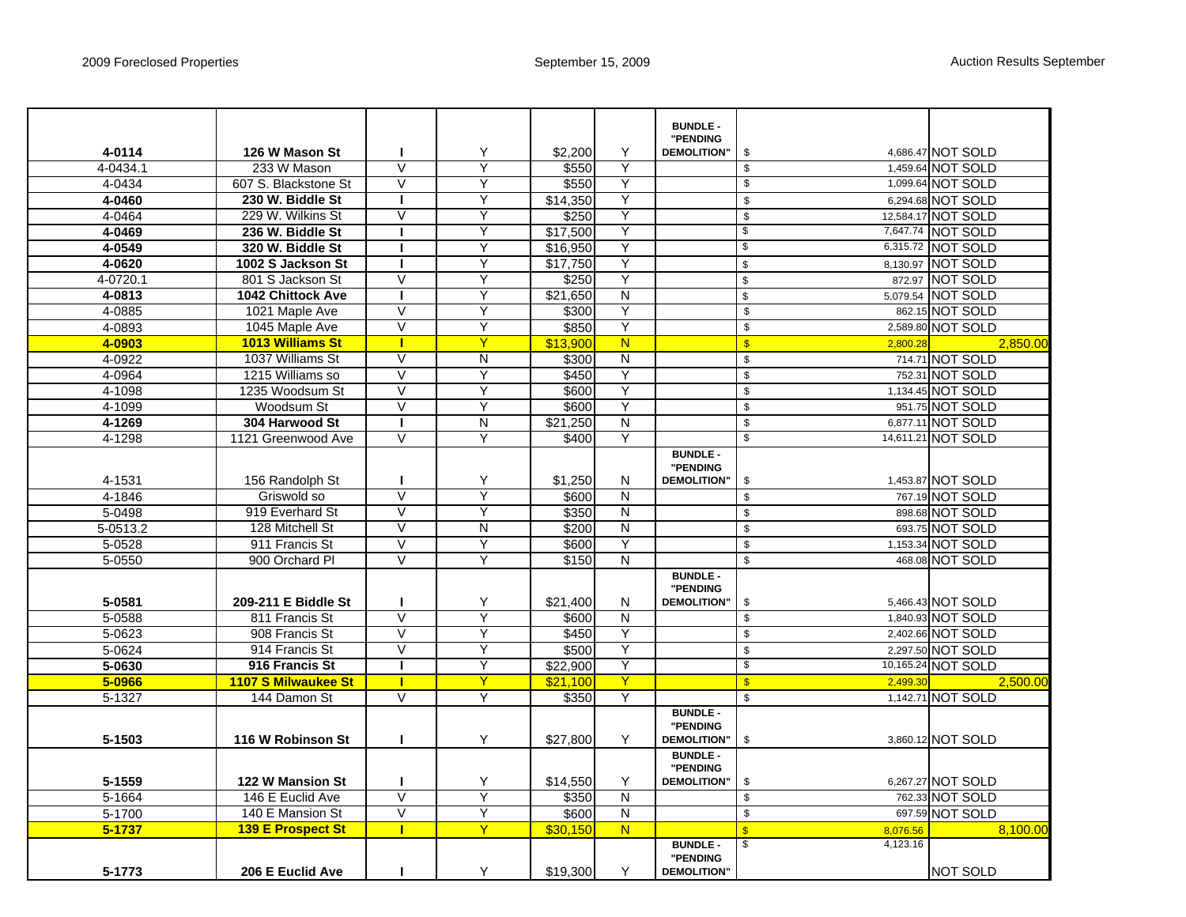| | | | | | | | | |
|---|---|---|---|---|---|---|---|---|
| **4-0114** | **126 W Mason St** | **I** | Y | $2,200 | Y | **BUNDLE - "PENDING DEMOLITION"** | $ 4,686.47 | NOT SOLD |
| 4-0434.1 | 233 W Mason | V | Y | $550 | Y | | $ 1,459.64 | NOT SOLD |
| 4-0434 | 607 S. Blackstone St | V | Y | $550 | Y | | $ 1,099.64 | NOT SOLD |
| **4-0460** | **230 W. Biddle St** | **I** | Y | $14,350 | Y | | $ 6,294.68 | NOT SOLD |
| 4-0464 | 229 W. Wilkins St | V | Y | $250 | Y | | $ 12,584.17 | NOT SOLD |
| **4-0469** | **236 W. Biddle St** | **I** | Y | $17,500 | Y | | $ 7,647.74 | NOT SOLD |
| **4-0549** | **320 W. Biddle St** | **I** | Y | $16,950 | Y | | $ 6,315.72 | NOT SOLD |
| **4-0620** | **1002 S Jackson St** | **I** | Y | $17,750 | Y | | $ 8,130.97 | NOT SOLD |
| 4-0720.1 | 801 S Jackson St | V | Y | $250 | Y | | $ 872.97 | NOT SOLD |
| **4-0813** | **1042 Chittock Ave** | **I** | Y | $21,650 | N | | $ 5,079.54 | NOT SOLD |
| 4-0885 | 1021 Maple Ave | V | Y | $300 | Y | | $ 862.15 | NOT SOLD |
| 4-0893 | 1045 Maple Ave | V | Y | $850 | Y | | $ 2,589.80 | NOT SOLD |
| **4-0903** | **1013 Williams St** | **I** | Y | $13,900 | N | | $ 2,800.28 | 2,850.00 |
| 4-0922 | 1037 Williams St | V | N | $300 | N | | $ 714.71 | NOT SOLD |
| 4-0964 | 1215 Williams so | V | Y | $450 | Y | | $ 752.31 | NOT SOLD |
| 4-1098 | 1235 Woodsum St | V | Y | $600 | Y | | $ 1,134.45 | NOT SOLD |
| 4-1099 | Woodsum St | V | Y | $600 | Y | | $ 951.75 | NOT SOLD |
| **4-1269** | **304 Harwood St** | **I** | N | $21,250 | N | | $ 6,877.11 | NOT SOLD |
| 4-1298 | 1121 Greenwood Ave | V | Y | $400 | Y | | $ 14,611.21 | NOT SOLD |
| 4-1531 | 156 Randolph St | I | Y | $1,250 | N | **BUNDLE - "PENDING DEMOLITION"** | $ 1,453.87 | NOT SOLD |
| 4-1846 | Griswold so | V | Y | $600 | N | | $ 767.19 | NOT SOLD |
| 5-0498 | 919 Everhard St | V | Y | $350 | N | | $ 898.68 | NOT SOLD |
| 5-0513.2 | 128 Mitchell St | V | N | $200 | N | | $ 693.75 | NOT SOLD |
| 5-0528 | 911 Francis St | V | Y | $600 | Y | | $ 1,153.34 | NOT SOLD |
| 5-0550 | 900 Orchard Pl | V | Y | $150 | N | | $ 468.08 | NOT SOLD |
| **5-0581** | **209-211 E Biddle St** | **I** | Y | $21,400 | N | **BUNDLE - "PENDING DEMOLITION"** | $ 5,466.43 | NOT SOLD |
| 5-0588 | 811 Francis St | V | Y | $600 | N | | $ 1,840.93 | NOT SOLD |
| 5-0623 | 908 Francis St | V | Y | $450 | Y | | $ 2,402.66 | NOT SOLD |
| 5-0624 | 914 Francis St | V | Y | $500 | Y | | $ 2,297.50 | NOT SOLD |
| **5-0630** | **916 Francis St** | **I** | Y | $22,900 | Y | | $ 10,165.24 | NOT SOLD |
| **5-0966** | **1107 S Milwaukee St** | **I** | Y | $21,100 | Y | | $ 2,499.30 | 2,500.00 |
| 5-1327 | 144 Damon St | V | Y | $350 | Y | | $ 1,142.71 | NOT SOLD |
| **5-1503** | **116 W Robinson St** | **I** | Y | $27,800 | Y | **BUNDLE - "PENDING DEMOLITION"** | $ 3,860.12 | NOT SOLD |
| **5-1559** | **122 W Mansion St** | **I** | Y | $14,550 | Y | **BUNDLE - "PENDING DEMOLITION"** | $ 6,267.27 | NOT SOLD |
| 5-1664 | 146 E Euclid Ave | V | Y | $350 | N | | $ 762.33 | NOT SOLD |
| 5-1700 | 140 E Mansion St | V | Y | $600 | N | | $ 697.59 | NOT SOLD |
| **5-1737** | **139 E Prospect St** | **I** | Y | $30,150 | N | | $ 8,076.56 | 8,100.00 |
| **5-1773** | **206 E Euclid Ave** | **I** | Y | $19,300 | Y | **BUNDLE - "PENDING DEMOLITION"** | $ 4,123.16 | NOT SOLD |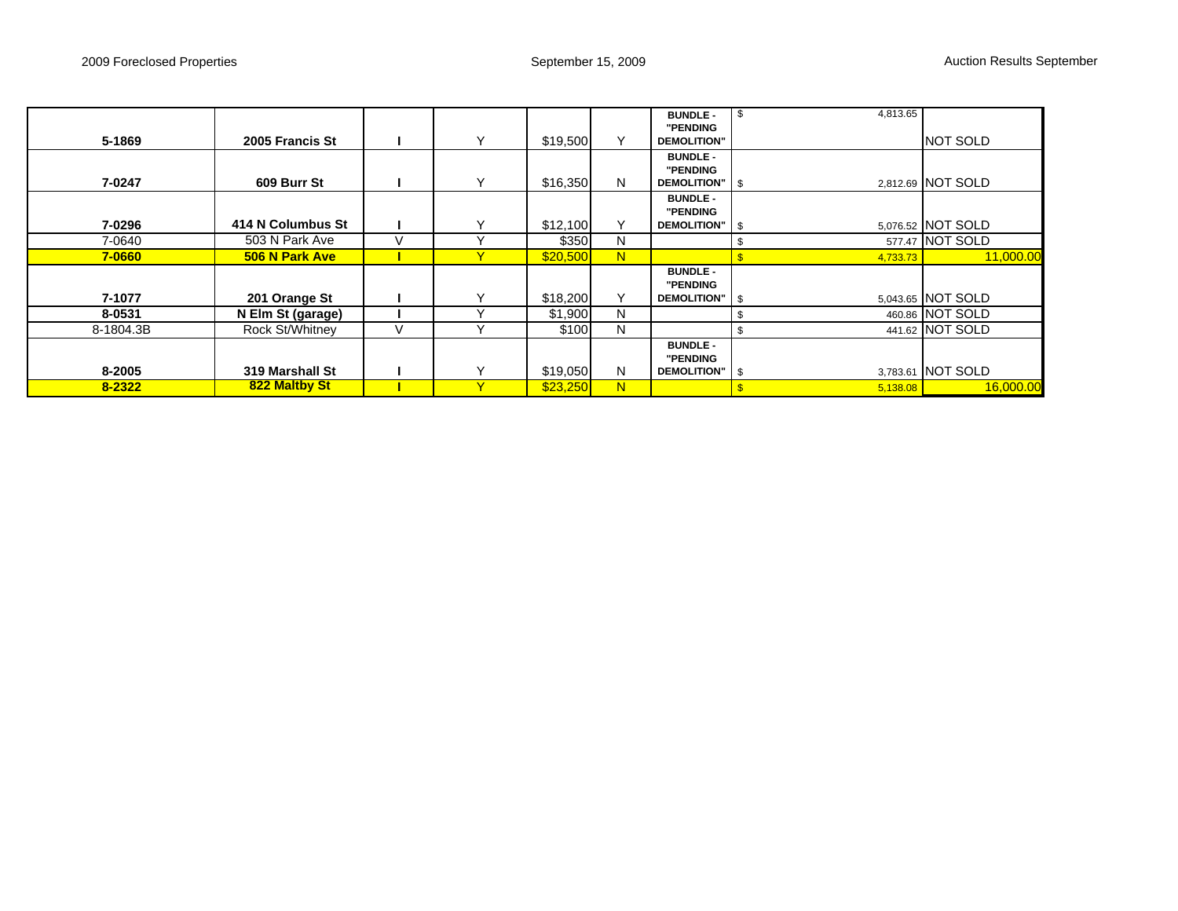| | | | | | | | | |
|---|---|---|---|---|---|---|---|---|
| 5-1869 | 2005 Francis St | I | Y | $19,500 | Y | BUNDLE - "PENDING DEMOLITION" | $ 4,813.65 | NOT SOLD |
| 7-0247 | 609 Burr St | I | Y | $16,350 | N | BUNDLE - "PENDING DEMOLITION" | $ 2,812.69 | NOT SOLD |
| 7-0296 | 414 N Columbus St | I | Y | $12,100 | Y | BUNDLE - "PENDING DEMOLITION" | $ 5,076.52 | NOT SOLD |
| 7-0640 | 503 N Park Ave | V | Y | $350 | N | | $ 577.47 | NOT SOLD |
| 7-0660 | 506 N Park Ave | I | Y | $20,500 | N | | $ 4,733.73 | 11,000.00 |
| 7-1077 | 201 Orange St | I | Y | $18,200 | Y | BUNDLE - "PENDING DEMOLITION" | $ 5,043.65 | NOT SOLD |
| 8-0531 | N Elm St (garage) | I | Y | $1,900 | N | | $ 460.86 | NOT SOLD |
| 8-1804.3B | Rock St/Whitney | V | Y | $100 | N | | $ 441.62 | NOT SOLD |
| 8-2005 | 319 Marshall St | I | Y | $19,050 | N | BUNDLE - "PENDING DEMOLITION" | $ 3,783.61 | NOT SOLD |
| 8-2322 | 822 Maltby St | I | Y | $23,250 | N | | $ 5,138.08 | 16,000.00 |